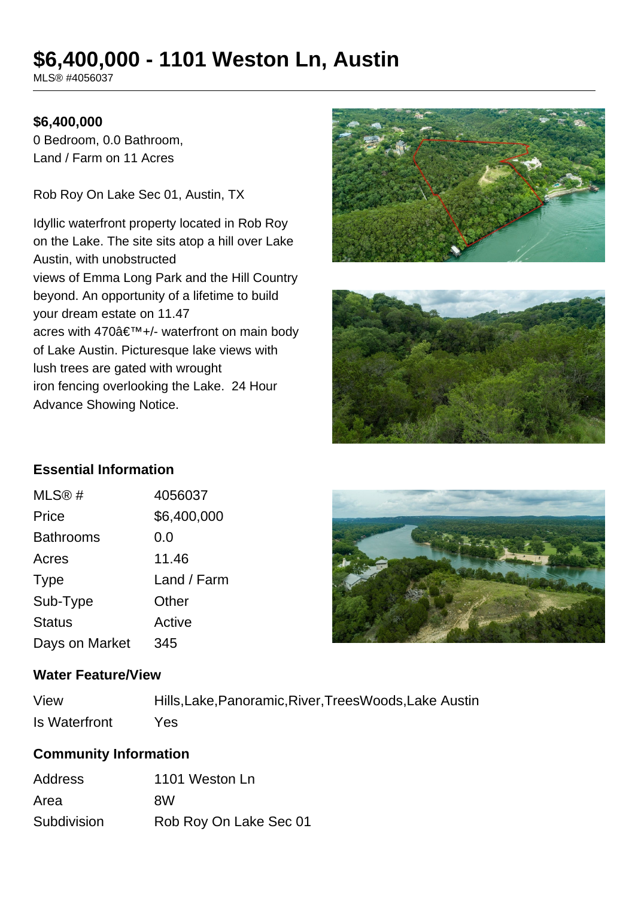# $6,400,000 - 1101 Weston Ln, Austin

MLS® #4056037

**$6,400,000**

0 Bedroom, 0.0 Bathroom,
Land / Farm on 11 Acres

Rob Roy On Lake Sec 01, Austin, TX

Idyllic waterfront property located in Rob Roy on the Lake. The site sits atop a hill over Lake Austin, with unobstructed views of Emma Long Park and the Hill Country beyond. An opportunity of a lifetime to build your dream estate on 11.47 acres with 470â€™+/- waterfront on main body of Lake Austin. Picturesque lake views with lush trees are gated with wrought iron fencing overlooking the Lake. 24 Hour Advance Showing Notice.

## Essential Information

| | |
|---|---|
| MLS® # | 4056037 |
| Price | $6,400,000 |
| Bathrooms | 0.0 |
| Acres | 11.46 |
| Type | Land / Farm |
| Sub-Type | Other |
| Status | Active |
| Days on Market | 345 |

## Water Feature/View

| | |
|---|---|
| View | Hills,Lake,Panoramic,River,TreesWoods,Lake Austin |
| Is Waterfront | Yes |

## Community Information

| | |
|---|---|
| Address | 1101 Weston Ln |
| Area | 8W |
| Subdivision | Rob Roy On Lake Sec 01 |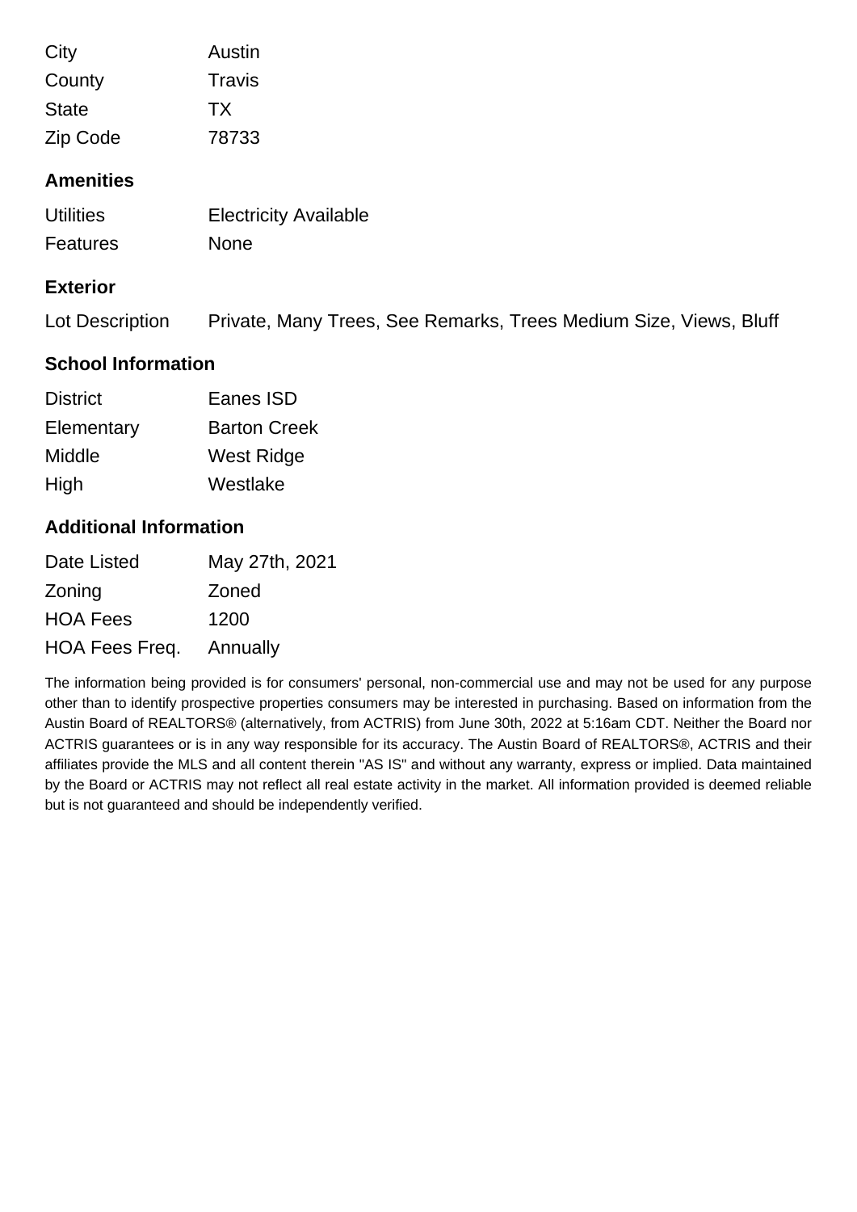| | |
|---|---|
| City | Austin |
| County | Travis |
| State | TX |
| Zip Code | 78733 |

## Amenities

| | |
|---|---|
| Utilities | Electricity Available |
| Features | None |

## Exterior

| | |
|---|---|
| Lot Description | Private, Many Trees, See Remarks, Trees Medium Size, Views, Bluff |

## School Information

| | |
|---|---|
| District | Eanes ISD |
| Elementary | Barton Creek |
| Middle | West Ridge |
| High | Westlake |

## Additional Information

| | |
|---|---|
| Date Listed | May 27th, 2021 |
| Zoning | Zoned |
| HOA Fees | 1200 |
| HOA Fees Freq. | Annually |

The information being provided is for consumers' personal, non-commercial use and may not be used for any purpose other than to identify prospective properties consumers may be interested in purchasing. Based on information from the Austin Board of REALTORS® (alternatively, from ACTRIS) from June 30th, 2022 at 5:16am CDT. Neither the Board nor ACTRIS guarantees or is in any way responsible for its accuracy. The Austin Board of REALTORS®, ACTRIS and their affiliates provide the MLS and all content therein "AS IS" and without any warranty, express or implied. Data maintained by the Board or ACTRIS may not reflect all real estate activity in the market. All information provided is deemed reliable but is not guaranteed and should be independently verified.